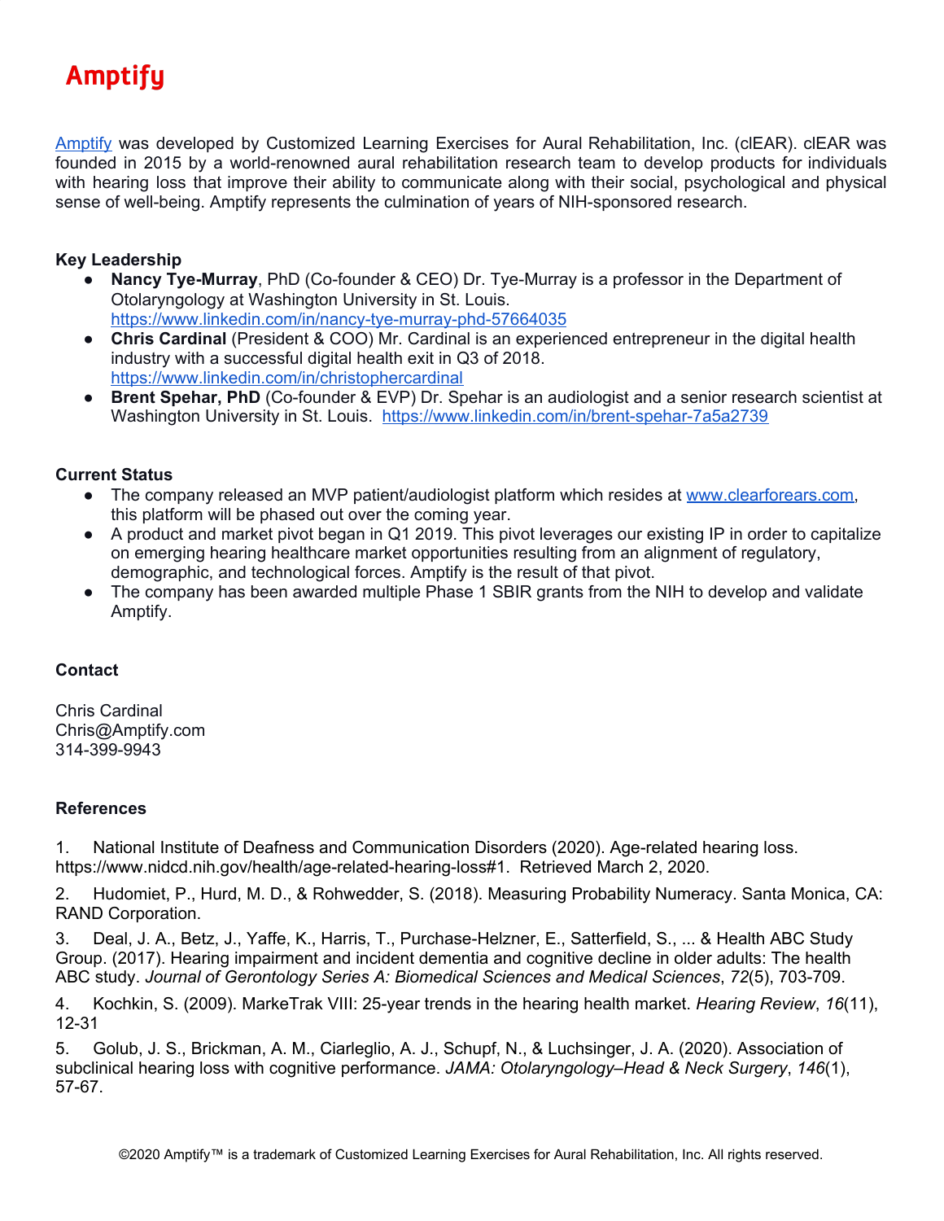# Amptify

[Amptify](https://www.amptify.com) was developed by Customized Learning Exercises for Aural Rehabilitation, Inc. (clEAR). clEAR was founded in 2015 by a world-renowned aural rehabilitation research team to develop products for individuals with hearing loss that improve their ability to communicate along with their social, psychological and physical sense of well-being. Amptify represents the culmination of years of NIH-sponsored research.

**Key Leadership**

- **Nancy Tye-Murray**, PhD (Co-founder & CEO) Dr. Tye-Murray is a professor in the Department of Otolaryngology at Washington University in St. Louis. https://www.linkedin.com/in/nancy-tye-murray-phd-57664035
- **Chris Cardinal** (President & COO) Mr. Cardinal is an experienced entrepreneur in the digital health industry with a successful digital health exit in Q3 of 2018. https://www.linkedin.com/in/christophercardinal
- **Brent Spehar, PhD** (Co-founder & EVP) Dr. Spehar is an audiologist and a senior research scientist at Washington University in St. Louis. https://www.linkedin.com/in/brent-spehar-7a5a2739

**Current Status**

- The company released an MVP patient/audiologist platform which resides at www.clearforears.com, this platform will be phased out over the coming year.
- A product and market pivot began in Q1 2019. This pivot leverages our existing IP in order to capitalize on emerging hearing healthcare market opportunities resulting from an alignment of regulatory, demographic, and technological forces. Amptify is the result of that pivot.
- The company has been awarded multiple Phase 1 SBIR grants from the NIH to develop and validate Amptify.

**Contact**

Chris Cardinal
Chris@Amptify.com
314-399-9943

**References**

1. National Institute of Deafness and Communication Disorders (2020). Age-related hearing loss. https://www.nidcd.nih.gov/health/age-related-hearing-loss#1. Retrieved March 2, 2020.
2. Hudomiet, P., Hurd, M. D., & Rohwedder, S. (2018). Measuring Probability Numeracy. Santa Monica, CA: RAND Corporation.
3. Deal, J. A., Betz, J., Yaffe, K., Harris, T., Purchase-Helzner, E., Satterfield, S., ... & Health ABC Study Group. (2017). Hearing impairment and incident dementia and cognitive decline in older adults: The health ABC study. *Journal of Gerontology Series A: Biomedical Sciences and Medical Sciences*, *72*(5), 703-709.
4. Kochkin, S. (2009). MarkeTrak VIII: 25-year trends in the hearing health market. *Hearing Review*, *16*(11), 12-31
5. Golub, J. S., Brickman, A. M., Ciarleglio, A. J., Schupf, N., & Luchsinger, J. A. (2020). Association of subclinical hearing loss with cognitive performance. *JAMA: Otolaryngology–Head & Neck Surgery*, *146*(1), 57-67.

©2020 Amptify™ is a trademark of Customized Learning Exercises for Aural Rehabilitation, Inc. All rights reserved.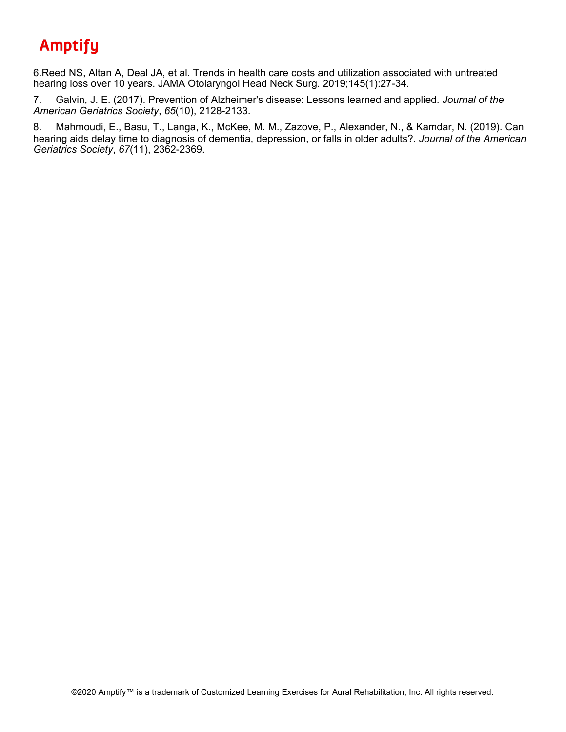6.Reed NS, Altan A, Deal JA, et al. Trends in health care costs and utilization associated with untreated hearing loss over 10 years. JAMA Otolaryngol Head Neck Surg. 2019;145(1):27-34.

7. Galvin, J. E. (2017). Prevention of Alzheimer's disease: Lessons learned and applied. *Journal of the American Geriatrics Society*, *65*(10), 2128-2133.

8. Mahmoudi, E., Basu, T., Langa, K., McKee, M. M., Zazove, P., Alexander, N., & Kamdar, N. (2019). Can hearing aids delay time to diagnosis of dementia, depression, or falls in older adults?. *Journal of the American Geriatrics Society*, *67*(11), 2362-2369.